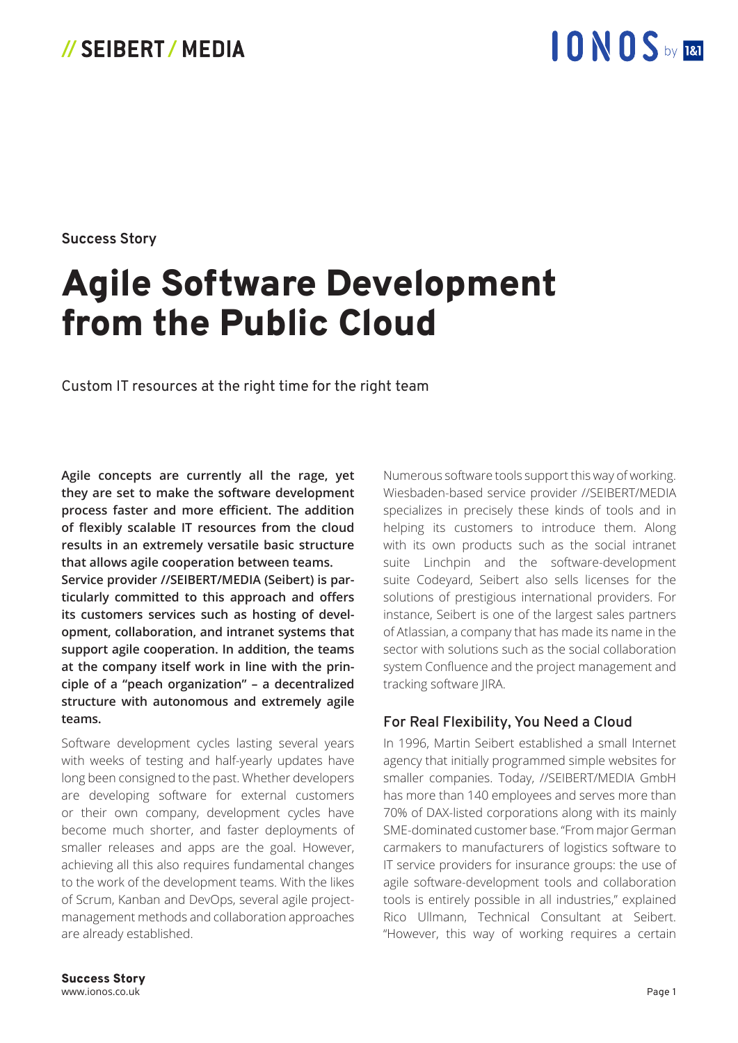Success Story

# Agile Software Development from the Public Cloud

Custom IT resources at the right time for the right team

**Agile concepts are currently all the rage, yet they are set to make the software development process faster and more efficient. The addition of flexibly scalable IT resources from the cloud results in an extremely versatile basic structure that allows agile cooperation between teams. Service provider //SEIBERT/MEDIA (Seibert) is particularly committed to this approach and offers its customers services such as hosting of development, collaboration, and intranet systems that support agile cooperation. In addition, the teams at the company itself work in line with the principle of a "peach organization" – a decentralized structure with autonomous and extremely agile teams.**

Software development cycles lasting several years with weeks of testing and half-yearly updates have long been consigned to the past. Whether developers are developing software for external customers or their own company, development cycles have become much shorter, and faster deployments of smaller releases and apps are the goal. However, achieving all this also requires fundamental changes to the work of the development teams. With the likes of Scrum, Kanban and DevOps, several agile project-management methods and collaboration approaches are already established.

Numerous software tools support this way of working. Wiesbaden-based service provider //SEIBERT/MEDIA specializes in precisely these kinds of tools and in helping its customers to introduce them. Along with its own products such as the social intranet suite Linchpin and the software-development suite Codeyard, Seibert also sells licenses for the solutions of prestigious international providers. For instance, Seibert is one of the largest sales partners of Atlassian, a company that has made its name in the sector with solutions such as the social collaboration system Confluence and the project management and tracking software JIRA.

## For Real Flexibility, You Need a Cloud

In 1996, Martin Seibert established a small Internet agency that initially programmed simple websites for smaller companies. Today, //SEIBERT/MEDIA GmbH has more than 140 employees and serves more than 70% of DAX-listed corporations along with its mainly SME-dominated customer base. "From major German carmakers to manufacturers of logistics software to IT service providers for insurance groups: the use of agile software-development tools and collaboration tools is entirely possible in all industries," explained Rico Ullmann, Technical Consultant at Seibert. "However, this way of working requires a certain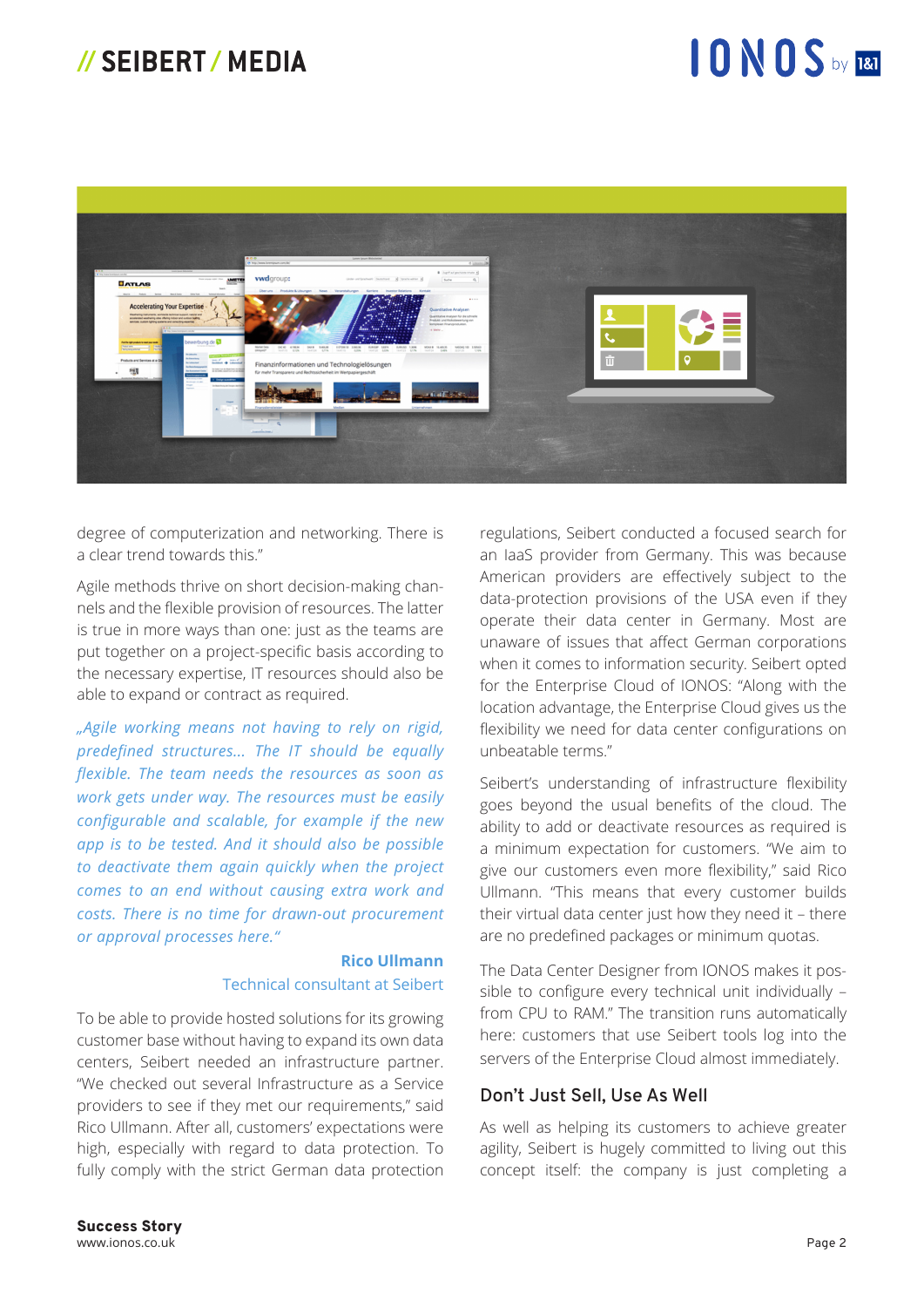degree of computerization and networking. There is a clear trend towards this."

Agile methods thrive on short decision-making channels and the flexible provision of resources. The latter is true in more ways than one: just as the teams are put together on a project-specific basis according to the necessary expertise, IT resources should also be able to expand or contract as required.

*„Agile working means not having to rely on rigid, predefined structures... The IT should be equally flexible. The team needs the resources as soon as work gets under way. The resources must be easily configurable and scalable, for example if the new app is to be tested. And it should also be possible to deactivate them again quickly when the project comes to an end without causing extra work and costs. There is no time for drawn-out procurement or approval processes here."*

**Rico Ullmann**
Technical consultant at Seibert

To be able to provide hosted solutions for its growing customer base without having to expand its own data centers, Seibert needed an infrastructure partner. "We checked out several Infrastructure as a Service providers to see if they met our requirements," said Rico Ullmann. After all, customers' expectations were high, especially with regard to data protection. To fully comply with the strict German data protection regulations, Seibert conducted a focused search for an IaaS provider from Germany. This was because American providers are effectively subject to the data-protection provisions of the USA even if they operate their data center in Germany. Most are unaware of issues that affect German corporations when it comes to information security. Seibert opted for the Enterprise Cloud of IONOS: "Along with the location advantage, the Enterprise Cloud gives us the flexibility we need for data center configurations on unbeatable terms."

Seibert's understanding of infrastructure flexibility goes beyond the usual benefits of the cloud. The ability to add or deactivate resources as required is a minimum expectation for customers. "We aim to give our customers even more flexibility," said Rico Ullmann. "This means that every customer builds their virtual data center just how they need it – there are no predefined packages or minimum quotas.

The Data Center Designer from IONOS makes it possible to configure every technical unit individually – from CPU to RAM." The transition runs automatically here: customers that use Seibert tools log into the servers of the Enterprise Cloud almost immediately.

## Don't Just Sell, Use As Well

As well as helping its customers to achieve greater agility, Seibert is hugely committed to living out this concept itself: the company is just completing a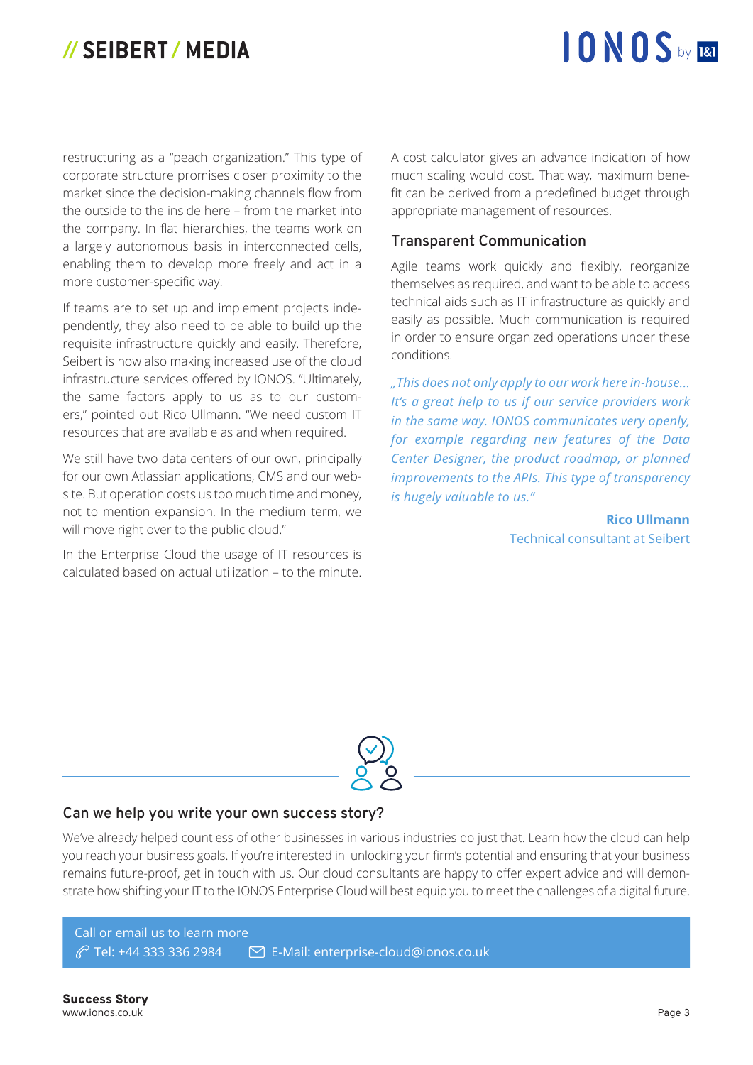restructuring as a "peach organization." This type of corporate structure promises closer proximity to the market since the decision-making channels flow from the outside to the inside here – from the market into the company. In flat hierarchies, the teams work on a largely autonomous basis in interconnected cells, enabling them to develop more freely and act in a more customer-specific way.

If teams are to set up and implement projects independently, they also need to be able to build up the requisite infrastructure quickly and easily. Therefore, Seibert is now also making increased use of the cloud infrastructure services offered by IONOS. "Ultimately, the same factors apply to us as to our customers," pointed out Rico Ullmann. "We need custom IT resources that are available as and when required.

We still have two data centers of our own, principally for our own Atlassian applications, CMS and our website. But operation costs us too much time and money, not to mention expansion. In the medium term, we will move right over to the public cloud."

In the Enterprise Cloud the usage of IT resources is calculated based on actual utilization – to the minute. A cost calculator gives an advance indication of how much scaling would cost. That way, maximum benefit can be derived from a predefined budget through appropriate management of resources.

### Transparent Communication

Agile teams work quickly and flexibly, reorganize themselves as required, and want to be able to access technical aids such as IT infrastructure as quickly and easily as possible. Much communication is required in order to ensure organized operations under these conditions.

*„This does not only apply to our work here in-house... It's a great help to us if our service providers work in the same way. IONOS communicates very openly, for example regarding new features of the Data Center Designer, the product roadmap, or planned improvements to the APIs. This type of transparency is hugely valuable to us."*

**Rico Ullmann**
Technical consultant at Seibert

### Can we help you write your own success story?

We've already helped countless of other businesses in various industries do just that. Learn how the cloud can help you reach your business goals. If you're interested in unlocking your firm's potential and ensuring that your business remains future-proof, get in touch with us. Our cloud consultants are happy to offer expert advice and will demonstrate how shifting your IT to the IONOS Enterprise Cloud will best equip you to meet the challenges of a digital future.

Call or email us to learn more
Tel: +44 333 336 2984  E-Mail: enterprise-cloud@ionos.co.uk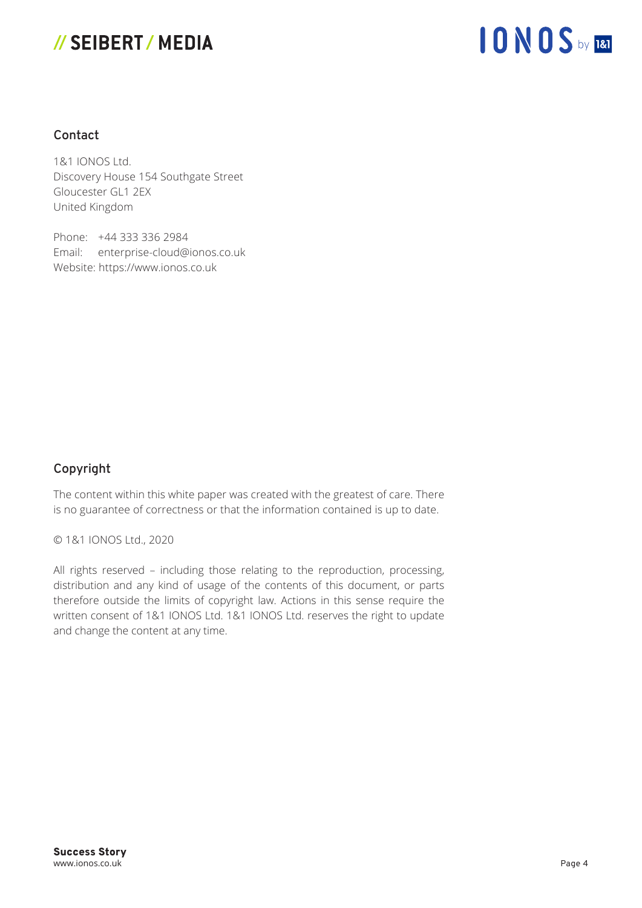## Contact

1&1 IONOS Ltd.
Discovery House 154 Southgate Street
Gloucester GL1 2EX
United Kingdom

Phone: +44 333 336 2984
Email: enterprise-cloud@ionos.co.uk
Website: https://www.ionos.co.uk

## Copyright

The content within this white paper was created with the greatest of care. There is no guarantee of correctness or that the information contained is up to date.

© 1&1 IONOS Ltd., 2020

All rights reserved – including those relating to the reproduction, processing, distribution and any kind of usage of the contents of this document, or parts therefore outside the limits of copyright law. Actions in this sense require the written consent of 1&1 IONOS Ltd. 1&1 IONOS Ltd. reserves the right to update and change the content at any time.